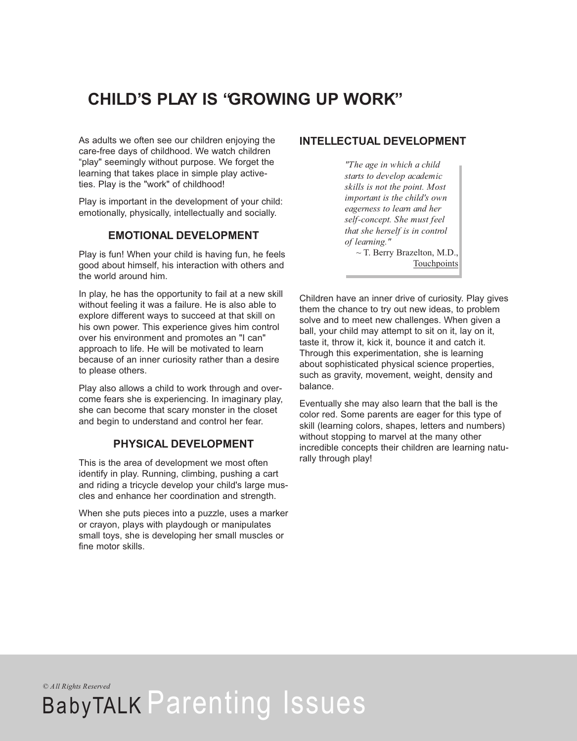# CHILD'S PLAY IS "GROWING UP WORK"

As adults we often see our children enjoying the care-free days of childhood. We watch children "play" seemingly without purpose. We forget the learning that takes place in simple play activeties. Play is the "work" of childhood!

Play is important in the development of your child: emotionally, physically, intellectually and socially.

## EMOTIONAL DEVELOPMENT

Play is fun! When your child is having fun, he feels good about himself, his interaction with others and the world around him.

In play, he has the opportunity to fail at a new skill without feeling it was a failure. He is also able to explore different ways to succeed at that skill on his own power. This experience gives him control over his environment and promotes an "I can" approach to life. He will be motivated to learn because of an inner curiosity rather than a desire to please others.

Play also allows a child to work through and overcome fears she is experiencing. In imaginary play, she can become that scary monster in the closet and begin to understand and control her fear.

## PHYSICAL DEVELOPMENT

This is the area of development we most often identify in play. Running, climbing, pushing a cart and riding a tricycle develop your child's large muscles and enhance her coordination and strength.

When she puts pieces into a puzzle, uses a marker or crayon, plays with playdough or manipulates small toys, she is developing her small muscles or fine motor skills.

## INTELLECTUAL DEVELOPMENT

> *"The age in which a child starts to develop academic skills is not the point. Most important is the child's own eagerness to learn and her self-concept. She must feel that she herself is in control of learning."*
>
> ~ T. Berry Brazelton, M.D., Touchpoints

Children have an inner drive of curiosity. Play gives them the chance to try out new ideas, to problem solve and to meet new challenges. When given a ball, your child may attempt to sit on it, lay on it, taste it, throw it, kick it, bounce it and catch it. Through this experimentation, she is learning about sophisticated physical science properties, such as gravity, movement, weight, density and balance.

Eventually she may also learn that the ball is the color red. Some parents are eager for this type of skill (learning colors, shapes, letters and numbers) without stopping to marvel at the many other incredible concepts their children are learning naturally through play!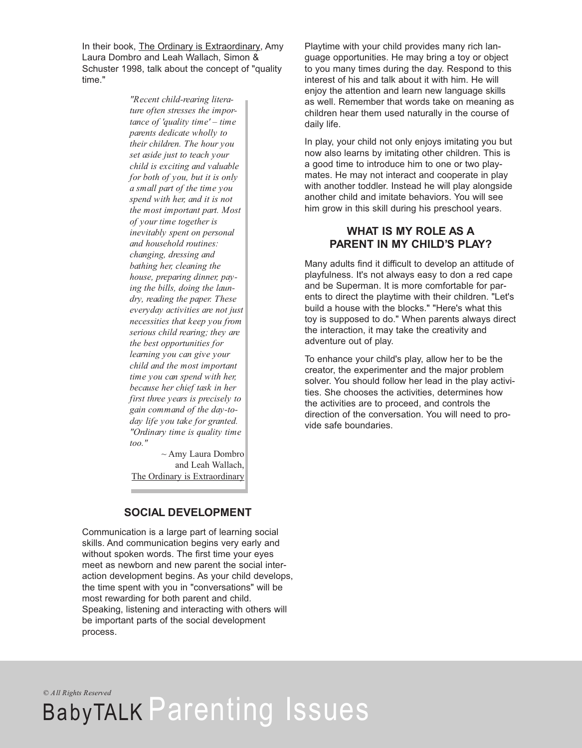In their book, The Ordinary is Extraordinary, Amy Laura Dombro and Leah Wallach, Simon & Schuster 1998, talk about the concept of "quality time."

> *"Recent child-rearing literature often stresses the importance of 'quality time' – time parents dedicate wholly to their children. The hour you set aside just to teach your child is exciting and valuable for both of you, but it is only a small part of the time you spend with her, and it is not the most important part. Most of your time together is inevitably spent on personal and household routines: changing, dressing and bathing her, cleaning the house, preparing dinner, paying the bills, doing the laundry, reading the paper. These everyday activities are not just necessities that keep you from serious child rearing; they are the best opportunities for learning you can give your child and the most important time you can spend with her, because her chief task in her first three years is precisely to gain command of the day-to-day life you take for granted. "Ordinary time is quality time too."*
>
> ~ Amy Laura Dombro and Leah Wallach, The Ordinary is Extraordinary

## SOCIAL DEVELOPMENT

Communication is a large part of learning social skills. And communication begins very early and without spoken words. The first time your eyes meet as newborn and new parent the social interaction development begins. As your child develops, the time spent with you in "conversations" will be most rewarding for both parent and child. Speaking, listening and interacting with others will be important parts of the social development process.

Playtime with your child provides many rich language opportunities. He may bring a toy or object to you many times during the day. Respond to this interest of his and talk about it with him. He will enjoy the attention and learn new language skills as well. Remember that words take on meaning as children hear them used naturally in the course of daily life.

In play, your child not only enjoys imitating you but now also learns by imitating other children. This is a good time to introduce him to one or two playmates. He may not interact and cooperate in play with another toddler. Instead he will play alongside another child and imitate behaviors. You will see him grow in this skill during his preschool years.

## WHAT IS MY ROLE AS A PARENT IN MY CHILD'S PLAY?

Many adults find it difficult to develop an attitude of playfulness. It's not always easy to don a red cape and be Superman. It is more comfortable for parents to direct the playtime with their children. "Let's build a house with the blocks." "Here's what this toy is supposed to do." When parents always direct the interaction, it may take the creativity and adventure out of play.

To enhance your child's play, allow her to be the creator, the experimenter and the major problem solver. You should follow her lead in the play activities. She chooses the activities, determines how the activities are to proceed, and controls the direction of the conversation. You will need to provide safe boundaries.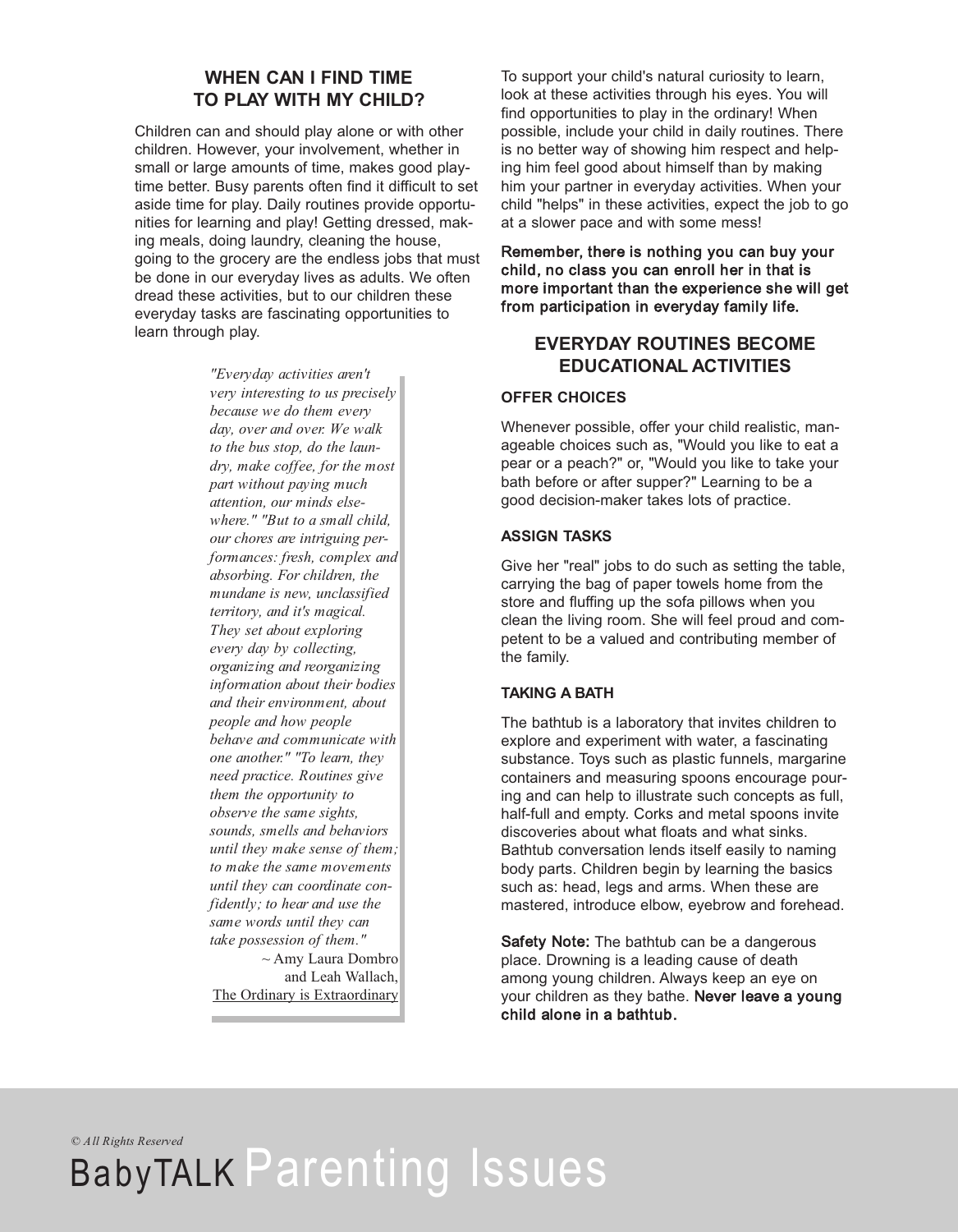## WHEN CAN I FIND TIME TO PLAY WITH MY CHILD?

Children can and should play alone or with other children. However, your involvement, whether in small or large amounts of time, makes good playtime better. Busy parents often find it difficult to set aside time for play. Daily routines provide opportunities for learning and play! Getting dressed, making meals, doing laundry, cleaning the house, going to the grocery are the endless jobs that must be done in our everyday lives as adults. We often dread these activities, but to our children these everyday tasks are fascinating opportunities to learn through play.

> *"Everyday activities aren't very interesting to us precisely because we do them every day, over and over. We walk to the bus stop, do the laundry, make coffee, for the most part without paying much attention, our minds elsewhere." "But to a small child, our chores are intriguing performances: fresh, complex and absorbing. For children, the mundane is new, unclassified territory, and it's magical. They set about exploring every day by collecting, organizing and reorganizing information about their bodies and their environment, about people and how people behave and communicate with one another." "To learn, they need practice. Routines give them the opportunity to observe the same sights, sounds, smells and behaviors until they make sense of them; to make the same movements until they can coordinate confidently; to hear and use the same words until they can take possession of them."*
>
> ~ Amy Laura Dombro and Leah Wallach, The Ordinary is Extraordinary

To support your child's natural curiosity to learn, look at these activities through his eyes. You will find opportunities to play in the ordinary! When possible, include your child in daily routines. There is no better way of showing him respect and helping him feel good about himself than by making him your partner in everyday activities. When your child "helps" in these activities, expect the job to go at a slower pace and with some mess!

**Remember, there is nothing you can buy your child, no class you can enroll her in that is more important than the experience she will get from participation in everyday family life.**

## EVERYDAY ROUTINES BECOME EDUCATIONAL ACTIVITIES

### OFFER CHOICES

Whenever possible, offer your child realistic, manageable choices such as, "Would you like to eat a pear or a peach?" or, "Would you like to take your bath before or after supper?" Learning to be a good decision-maker takes lots of practice.

### ASSIGN TASKS

Give her "real" jobs to do such as setting the table, carrying the bag of paper towels home from the store and fluffing up the sofa pillows when you clean the living room. She will feel proud and competent to be a valued and contributing member of the family.

### TAKING A BATH

The bathtub is a laboratory that invites children to explore and experiment with water, a fascinating substance. Toys such as plastic funnels, margarine containers and measuring spoons encourage pouring and can help to illustrate such concepts as full, half-full and empty. Corks and metal spoons invite discoveries about what floats and what sinks. Bathtub conversation lends itself easily to naming body parts. Children begin by learning the basics such as: head, legs and arms. When these are mastered, introduce elbow, eyebrow and forehead.

**Safety Note:** The bathtub can be a dangerous place. Drowning is a leading cause of death among young children. Always keep an eye on your children as they bathe. **Never leave a young child alone in a bathtub.**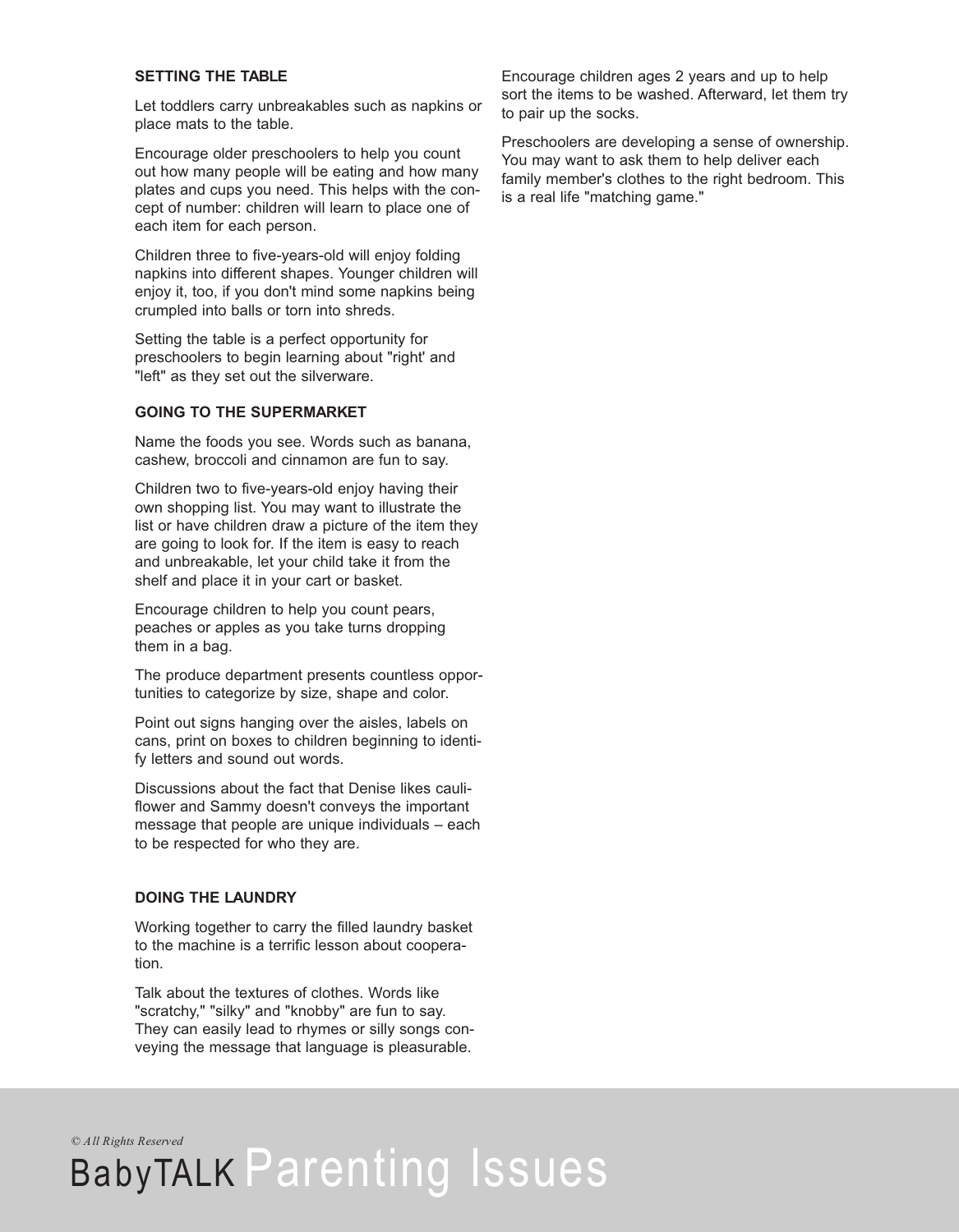### SETTING THE TABLE

Let toddlers carry unbreakables such as napkins or place mats to the table.

Encourage older preschoolers to help you count out how many people will be eating and how many plates and cups you need. This helps with the concept of number: children will learn to place one of each item for each person.

Children three to five-years-old will enjoy folding napkins into different shapes. Younger children will enjoy it, too, if you don't mind some napkins being crumpled into balls or torn into shreds.

Setting the table is a perfect opportunity for preschoolers to begin learning about "right' and "left" as they set out the silverware.

### GOING TO THE SUPERMARKET

Name the foods you see. Words such as banana, cashew, broccoli and cinnamon are fun to say.

Children two to five-years-old enjoy having their own shopping list. You may want to illustrate the list or have children draw a picture of the item they are going to look for. If the item is easy to reach and unbreakable, let your child take it from the shelf and place it in your cart or basket.

Encourage children to help you count pears, peaches or apples as you take turns dropping them in a bag.

The produce department presents countless opportunities to categorize by size, shape and color.

Point out signs hanging over the aisles, labels on cans, print on boxes to children beginning to identify letters and sound out words.

Discussions about the fact that Denise likes cauliflower and Sammy doesn't conveys the important message that people are unique individuals – each to be respected for who they are.

### DOING THE LAUNDRY

Working together to carry the filled laundry basket to the machine is a terrific lesson about cooperation.

Talk about the textures of clothes. Words like "scratchy," "silky" and "knobby" are fun to say. They can easily lead to rhymes or silly songs conveying the message that language is pleasurable.

Encourage children ages 2 years and up to help sort the items to be washed. Afterward, let them try to pair up the socks.

Preschoolers are developing a sense of ownership. You may want to ask them to help deliver each family member's clothes to the right bedroom. This is a real life "matching game."